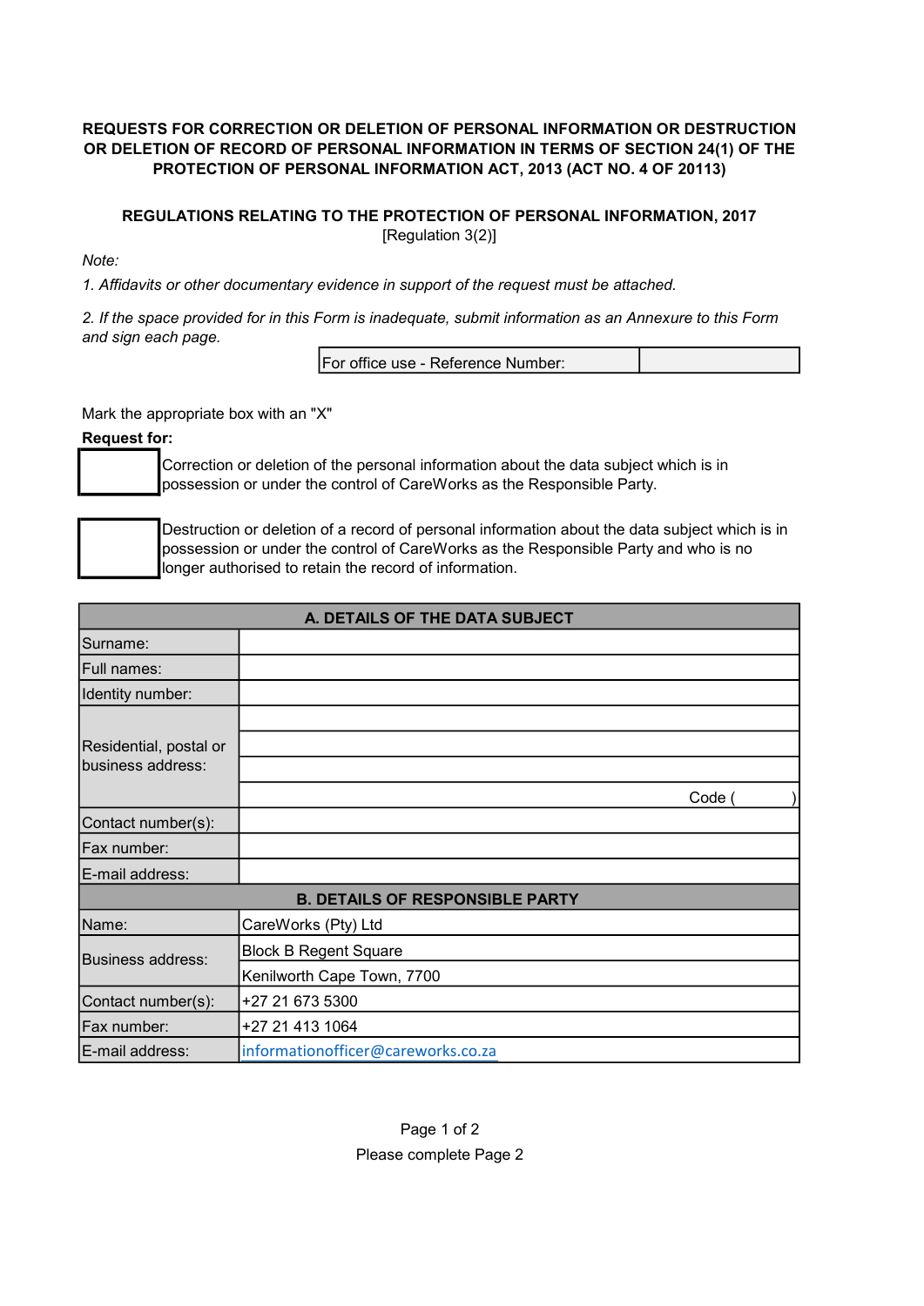**REQUESTS FOR CORRECTION OR DELETION OF PERSONAL INFORMATION OR DESTRUCTION OR DELETION OF RECORD OF PERSONAL INFORMATION IN TERMS OF SECTION 24(1) OF THE PROTECTION OF PERSONAL INFORMATION ACT, 2013 (ACT NO. 4 OF 20113)**

**REGULATIONS RELATING TO THE PROTECTION OF PERSONAL INFORMATION, 2017**
[Regulation 3(2)]

*Note:*

*1. Affidavits or other documentary evidence in support of the request must be attached.*

*2. If the space provided for in this Form is inadequate, submit information as an Annexure to this Form and sign each page.*

| For office use - Reference Number: | |
|---|---|

Mark the appropriate box with an "X"

**Request for:**

☐ Correction or deletion of the personal information about the data subject which is in possession or under the control of CareWorks as the Responsible Party.

☐ Destruction or deletion of a record of personal information about the data subject which is in possession or under the control of CareWorks as the Responsible Party and who is no longer authorised to retain the record of information.

| **A. DETAILS OF THE DATA SUBJECT** | |
|---|---|
| Surname: | |
| Full names: | |
| Identity number: | |
| Residential, postal or business address: | |
| | |
| | |
| | Code ( ) |
| Contact number(s): | |
| Fax number: | |
| E-mail address: | |
| **B. DETAILS OF RESPONSIBLE PARTY** | |
| Name: | CareWorks (Pty) Ltd |
| Business address: | Block B Regent Square |
| | Kenilworth Cape Town, 7700 |
| Contact number(s): | +27 21 673 5300 |
| Fax number: | +27 21 413 1064 |
| E-mail address: | informationofficer@careworks.co.za |

Please complete Page 2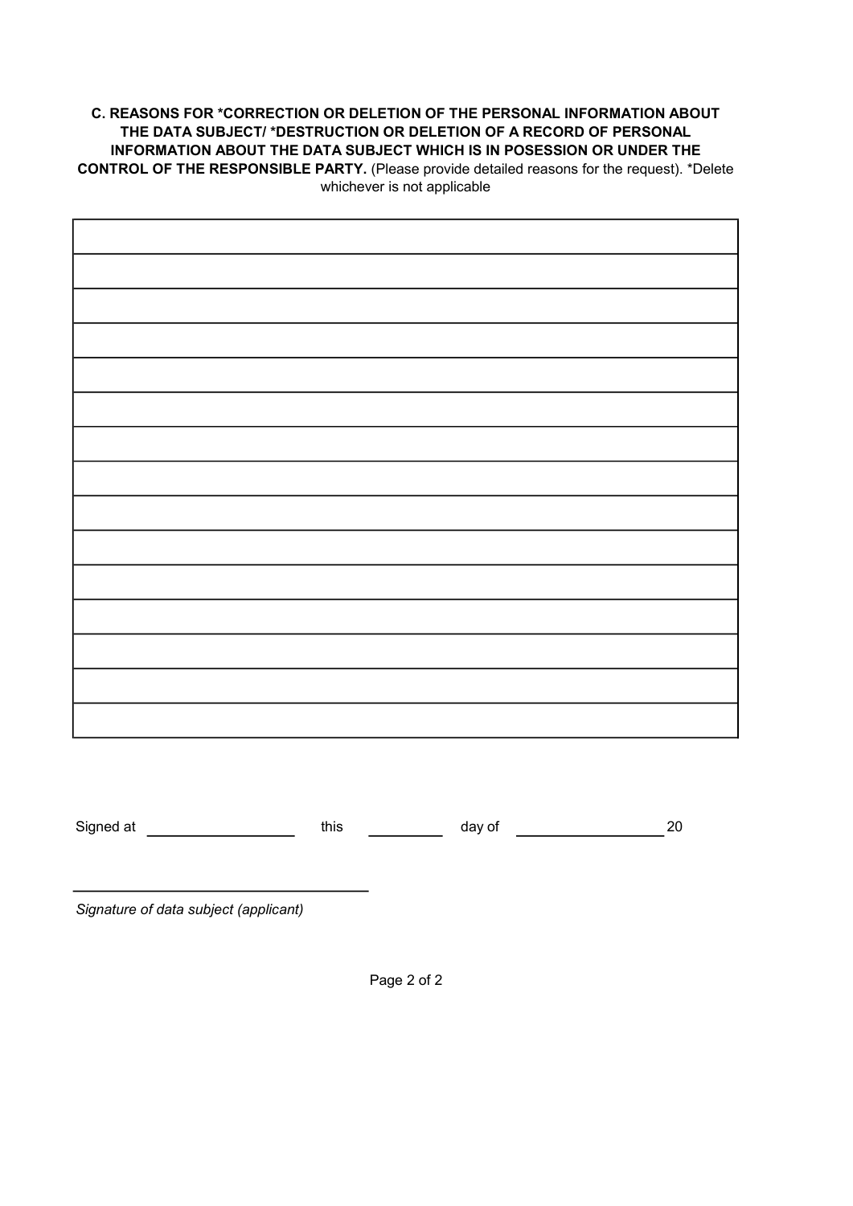**C. REASONS FOR *CORRECTION OR DELETION OF THE PERSONAL INFORMATION ABOUT THE DATA SUBJECT/ *DESTRUCTION OR DELETION OF A RECORD OF PERSONAL INFORMATION ABOUT THE DATA SUBJECT WHICH IS IN POSESSION OR UNDER THE CONTROL OF THE RESPONSIBLE PARTY.** (Please provide detailed reasons for the request). *Delete whichever is not applicable

| |
|---|
| |
| |
| |
| |
| |
| |
| |
| |
| |
| |
| |
| |
| |
| |
| |

Signed at ____________________ this __________ day of ____________________ 20

______________________________________

*Signature of data subject (applicant)*